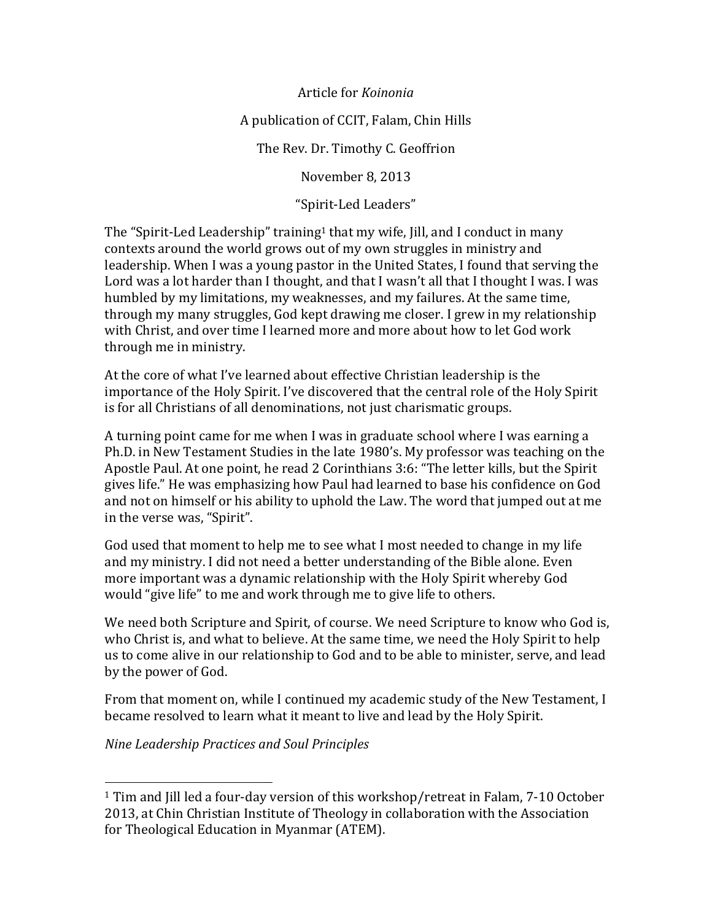Article for *Koinonia*

A publication of CCIT, Falam, Chin Hills

The Rev. Dr. Timothy C. Geoffrion

November 8, 2013

# "Spirit-Led Leaders"

The "Spirit-Led Leadership" training[1] that my wife, Jill, and I conduct in many contexts around the world grows out of my own struggles in ministry and leadership. When I was a young pastor in the United States, I found that serving the Lord was a lot harder than I thought, and that I wasn't all that I thought I was. I was humbled by my limitations, my weaknesses, and my failures. At the same time, through my many struggles, God kept drawing me closer. I grew in my relationship with Christ, and over time I learned more and more about how to let God work through me in ministry.

At the core of what I've learned about effective Christian leadership is the importance of the Holy Spirit. I've discovered that the central role of the Holy Spirit is for all Christians of all denominations, not just charismatic groups.

A turning point came for me when I was in graduate school where I was earning a Ph.D. in New Testament Studies in the late 1980's. My professor was teaching on the Apostle Paul. At one point, he read 2 Corinthians 3:6: "The letter kills, but the Spirit gives life." He was emphasizing how Paul had learned to base his confidence on God and not on himself or his ability to uphold the Law. The word that jumped out at me in the verse was, "Spirit".

God used that moment to help me to see what I most needed to change in my life and my ministry. I did not need a better understanding of the Bible alone. Even more important was a dynamic relationship with the Holy Spirit whereby God would "give life" to me and work through me to give life to others.

We need both Scripture and Spirit, of course. We need Scripture to know who God is, who Christ is, and what to believe. At the same time, we need the Holy Spirit to help us to come alive in our relationship to God and to be able to minister, serve, and lead by the power of God.

From that moment on, while I continued my academic study of the New Testament, I became resolved to learn what it meant to live and lead by the Holy Spirit.

## *Nine Leadership Practices and Soul Principles*

---

[1] Tim and Jill led a four-day version of this workshop/retreat in Falam, 7-10 October 2013, at Chin Christian Institute of Theology in collaboration with the Association for Theological Education in Myanmar (ATEM).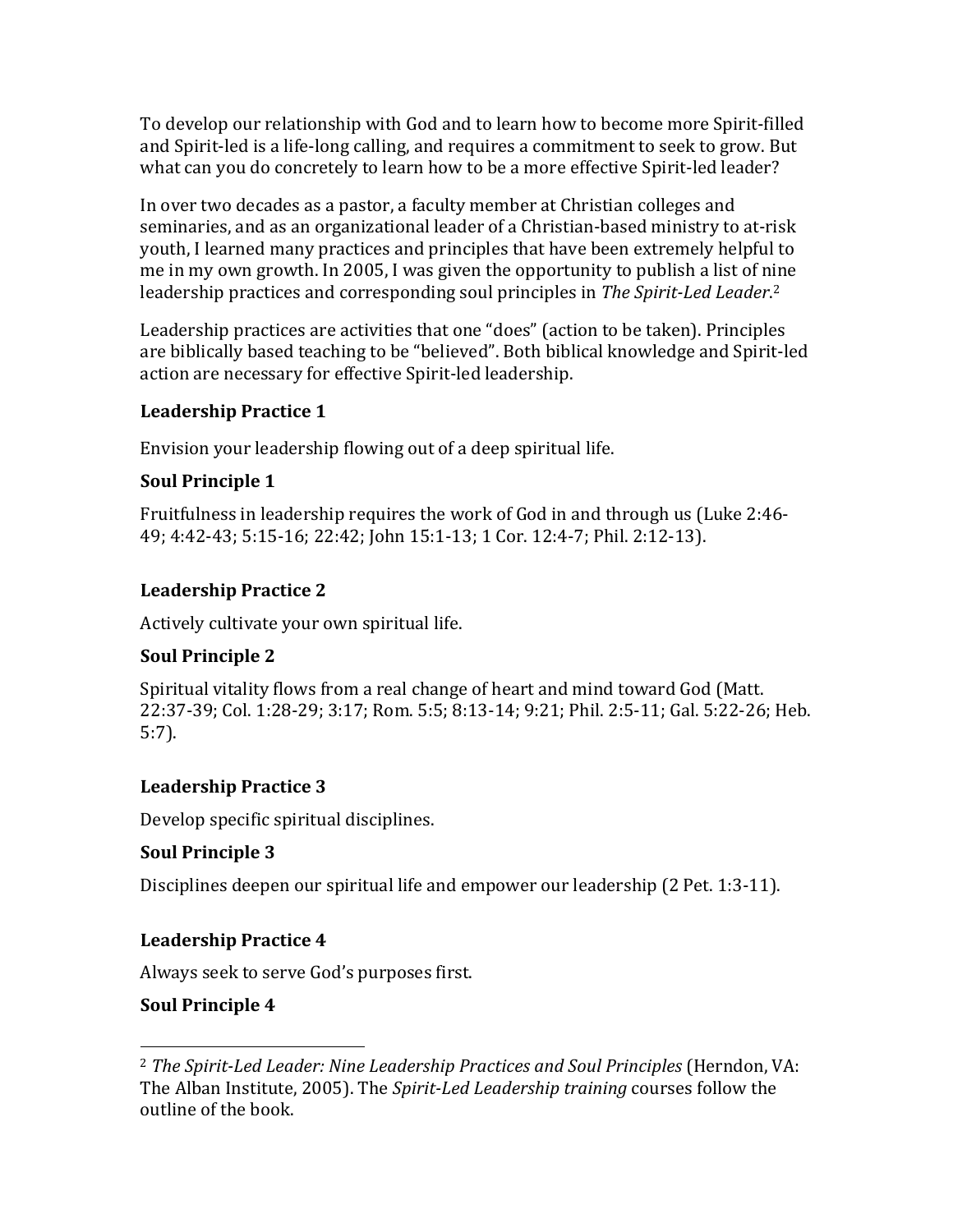To develop our relationship with God and to learn how to become more Spirit-filled and Spirit-led is a life-long calling, and requires a commitment to seek to grow. But what can you do concretely to learn how to be a more effective Spirit-led leader?

In over two decades as a pastor, a faculty member at Christian colleges and seminaries, and as an organizational leader of a Christian-based ministry to at-risk youth, I learned many practices and principles that have been extremely helpful to me in my own growth. In 2005, I was given the opportunity to publish a list of nine leadership practices and corresponding soul principles in *The Spirit-Led Leader*.[2]

Leadership practices are activities that one "does" (action to be taken). Principles are biblically based teaching to be "believed". Both biblical knowledge and Spirit-led action are necessary for effective Spirit-led leadership.

**Leadership Practice 1**

Envision your leadership flowing out of a deep spiritual life.

**Soul Principle 1**

Fruitfulness in leadership requires the work of God in and through us (Luke 2:46-49; 4:42-43; 5:15-16; 22:42; John 15:1-13; 1 Cor. 12:4-7; Phil. 2:12-13).

**Leadership Practice 2**

Actively cultivate your own spiritual life.

**Soul Principle 2**

Spiritual vitality flows from a real change of heart and mind toward God (Matt. 22:37-39; Col. 1:28-29; 3:17; Rom. 5:5; 8:13-14; 9:21; Phil. 2:5-11; Gal. 5:22-26; Heb. 5:7).

**Leadership Practice 3**

Develop specific spiritual disciplines.

**Soul Principle 3**

Disciplines deepen our spiritual life and empower our leadership (2 Pet. 1:3-11).

**Leadership Practice 4**

Always seek to serve God's purposes first.

**Soul Principle 4**

---

[2] *The Spirit-Led Leader: Nine Leadership Practices and Soul Principles* (Herndon, VA: The Alban Institute, 2005). The *Spirit-Led Leadership training* courses follow the outline of the book.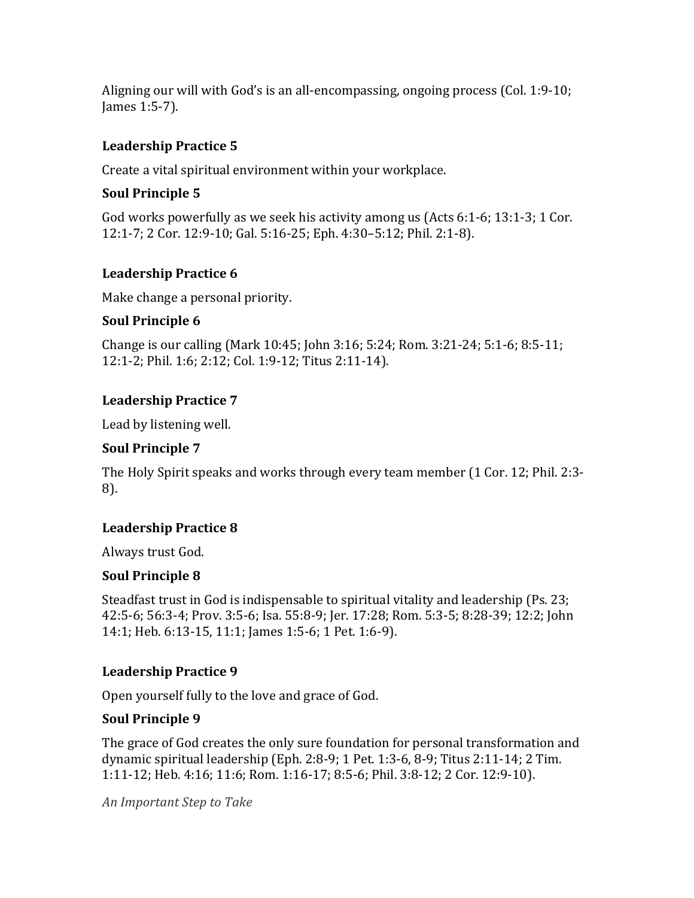Aligning our will with God's is an all-encompassing, ongoing process (Col. 1:9-10; James 1:5-7).

**Leadership Practice 5**

Create a vital spiritual environment within your workplace.

**Soul Principle 5**

God works powerfully as we seek his activity among us (Acts 6:1-6; 13:1-3; 1 Cor. 12:1-7; 2 Cor. 12:9-10; Gal. 5:16-25; Eph. 4:30–5:12; Phil. 2:1-8).

**Leadership Practice 6**

Make change a personal priority.

**Soul Principle 6**

Change is our calling (Mark 10:45; John 3:16; 5:24; Rom. 3:21-24; 5:1-6; 8:5-11; 12:1-2; Phil. 1:6; 2:12; Col. 1:9-12; Titus 2:11-14).

**Leadership Practice 7**

Lead by listening well.

**Soul Principle 7**

The Holy Spirit speaks and works through every team member (1 Cor. 12; Phil. 2:3-8).

**Leadership Practice 8**

Always trust God.

**Soul Principle 8**

Steadfast trust in God is indispensable to spiritual vitality and leadership (Ps. 23; 42:5-6; 56:3-4; Prov. 3:5-6; Isa. 55:8-9; Jer. 17:28; Rom. 5:3-5; 8:28-39; 12:2; John 14:1; Heb. 6:13-15, 11:1; James 1:5-6; 1 Pet. 1:6-9).

**Leadership Practice 9**

Open yourself fully to the love and grace of God.

**Soul Principle 9**

The grace of God creates the only sure foundation for personal transformation and dynamic spiritual leadership (Eph. 2:8-9; 1 Pet. 1:3-6, 8-9; Titus 2:11-14; 2 Tim. 1:11-12; Heb. 4:16; 11:6; Rom. 1:16-17; 8:5-6; Phil. 3:8-12; 2 Cor. 12:9-10).

*An Important Step to Take*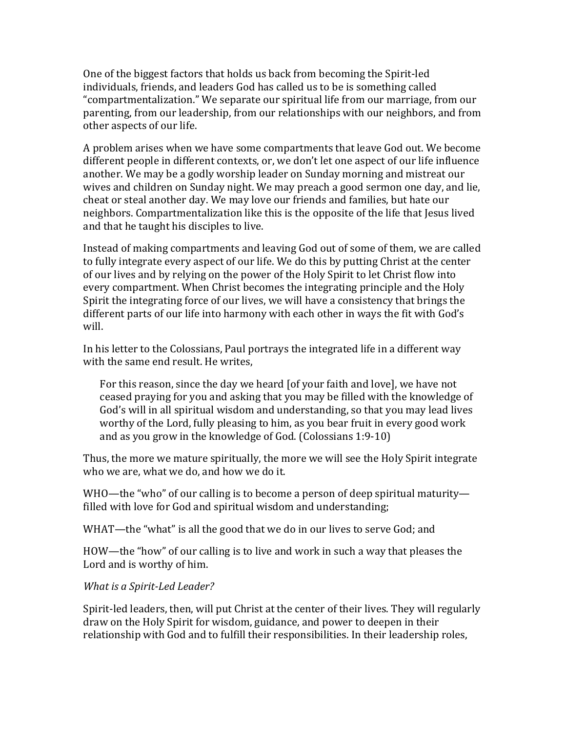One of the biggest factors that holds us back from becoming the Spirit-led individuals, friends, and leaders God has called us to be is something called "compartmentalization." We separate our spiritual life from our marriage, from our parenting, from our leadership, from our relationships with our neighbors, and from other aspects of our life.

A problem arises when we have some compartments that leave God out. We become different people in different contexts, or, we don't let one aspect of our life influence another. We may be a godly worship leader on Sunday morning and mistreat our wives and children on Sunday night. We may preach a good sermon one day, and lie, cheat or steal another day. We may love our friends and families, but hate our neighbors. Compartmentalization like this is the opposite of the life that Jesus lived and that he taught his disciples to live.

Instead of making compartments and leaving God out of some of them, we are called to fully integrate every aspect of our life. We do this by putting Christ at the center of our lives and by relying on the power of the Holy Spirit to let Christ flow into every compartment. When Christ becomes the integrating principle and the Holy Spirit the integrating force of our lives, we will have a consistency that brings the different parts of our life into harmony with each other in ways the fit with God's will.

In his letter to the Colossians, Paul portrays the integrated life in a different way with the same end result. He writes,

> For this reason, since the day we heard [of your faith and love], we have not ceased praying for you and asking that you may be filled with the knowledge of God's will in all spiritual wisdom and understanding, so that you may lead lives worthy of the Lord, fully pleasing to him, as you bear fruit in every good work and as you grow in the knowledge of God. (Colossians 1:9-10)

Thus, the more we mature spiritually, the more we will see the Holy Spirit integrate who we are, what we do, and how we do it.

WHO—the "who" of our calling is to become a person of deep spiritual maturity—filled with love for God and spiritual wisdom and understanding;

WHAT—the "what" is all the good that we do in our lives to serve God; and

HOW—the "how" of our calling is to live and work in such a way that pleases the Lord and is worthy of him.

*What is a Spirit-Led Leader?*

Spirit-led leaders, then, will put Christ at the center of their lives. They will regularly draw on the Holy Spirit for wisdom, guidance, and power to deepen in their relationship with God and to fulfill their responsibilities. In their leadership roles,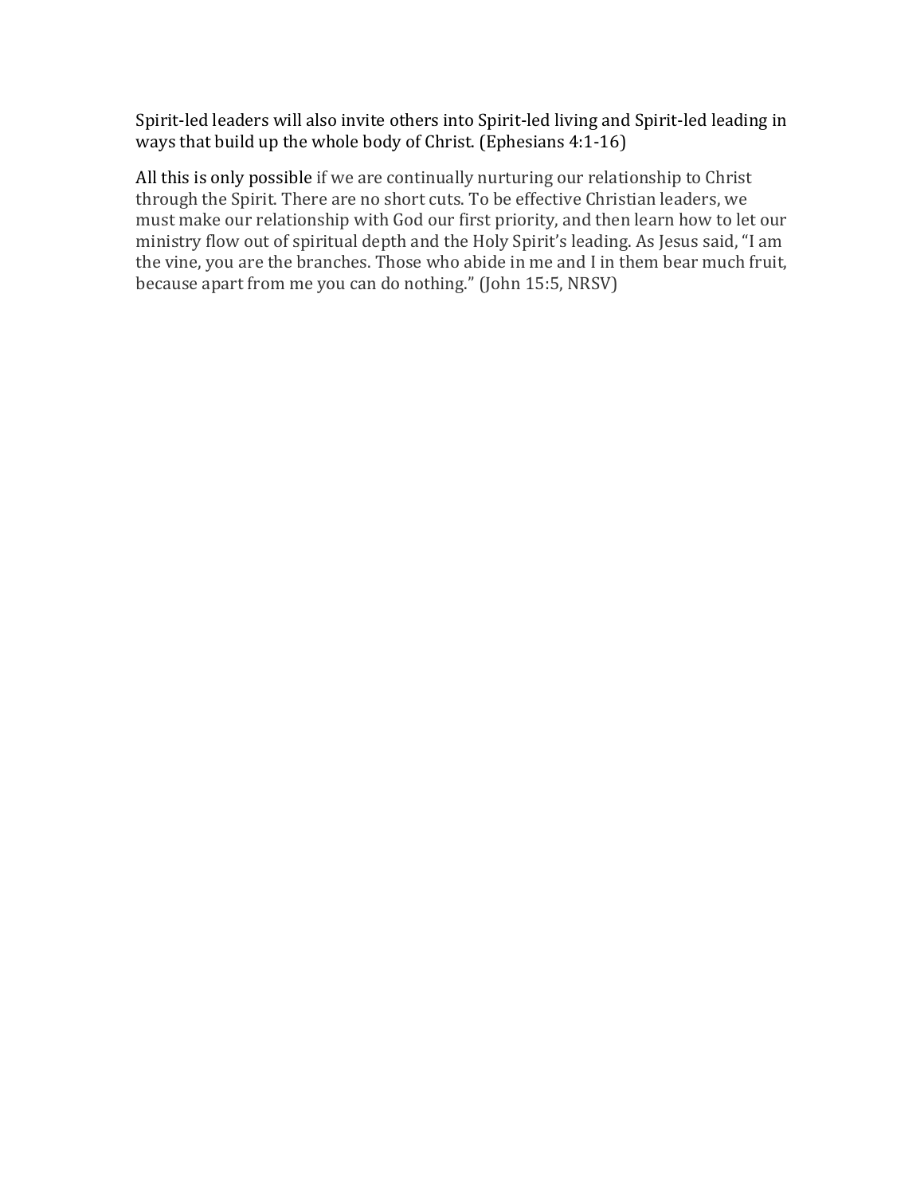Spirit-led leaders will also invite others into Spirit-led living and Spirit-led leading in ways that build up the whole body of Christ. (Ephesians 4:1-16)

All this is only possible if we are continually nurturing our relationship to Christ through the Spirit. There are no short cuts. To be effective Christian leaders, we must make our relationship with God our first priority, and then learn how to let our ministry flow out of spiritual depth and the Holy Spirit's leading. As Jesus said, "I am the vine, you are the branches. Those who abide in me and I in them bear much fruit, because apart from me you can do nothing." (John 15:5, NRSV)